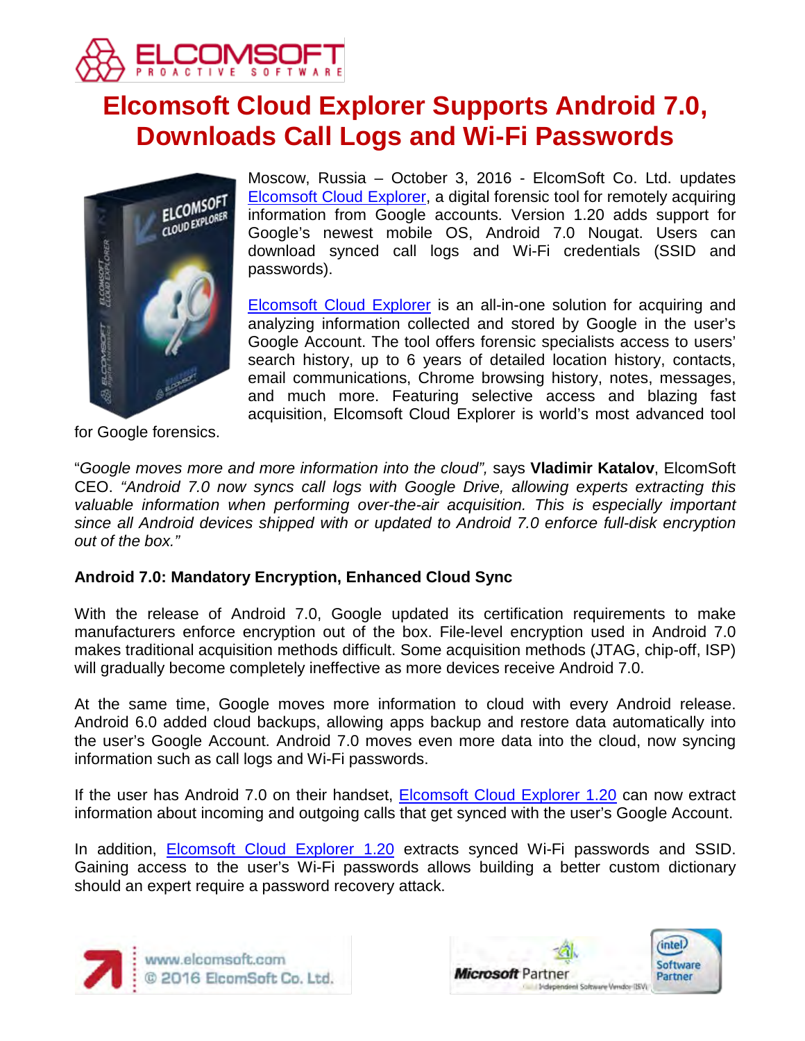# Elcomsoft Cloud Explorer Supports Android 7.0, Downloads Call Logs and Wi-Fi Passwords

Moscow, Russia – October 3, 2016 - ElcomSoft Co. Ltd. updates Elcomsoft Cloud Explorer, a digital forensic tool for remotely acquiring information from Google accounts. Version 1.20 adds support for Google's newest mobile OS, Android 7.0 Nougat. Users can download synced call logs and Wi-Fi credentials (SSID and passwords).

Elcomsoft Cloud Explorer is an all-in-one solution for acquiring and analyzing information collected and stored by Google in the user's Google Account. The tool offers forensic specialists access to users' search history, up to 6 years of detailed location history, contacts, email communications, Chrome browsing history, notes, messages, and much more. Featuring selective access and blazing fast acquisition, Elcomsoft Cloud Explorer is world's most advanced tool for Google forensics.

"*Google moves more and more information into the cloud",* says **Vladimir Katalov**, ElcomSoft CEO. *"Android 7.0 now syncs call logs with Google Drive, allowing experts extracting this valuable information when performing over-the-air acquisition. This is especially important since all Android devices shipped with or updated to Android 7.0 enforce full-disk encryption out of the box."*

**Android 7.0: Mandatory Encryption, Enhanced Cloud Sync**

With the release of Android 7.0, Google updated its certification requirements to make manufacturers enforce encryption out of the box. File-level encryption used in Android 7.0 makes traditional acquisition methods difficult. Some acquisition methods (JTAG, chip-off, ISP) will gradually become completely ineffective as more devices receive Android 7.0.

At the same time, Google moves more information to cloud with every Android release. Android 6.0 added cloud backups, allowing apps backup and restore data automatically into the user's Google Account. Android 7.0 moves even more data into the cloud, now syncing information such as call logs and Wi-Fi passwords.

If the user has Android 7.0 on their handset, Elcomsoft Cloud Explorer 1.20 can now extract information about incoming and outgoing calls that get synced with the user's Google Account.

In addition, Elcomsoft Cloud Explorer 1.20 extracts synced Wi-Fi passwords and SSID. Gaining access to the user's Wi-Fi passwords allows building a better custom dictionary should an expert require a password recovery attack.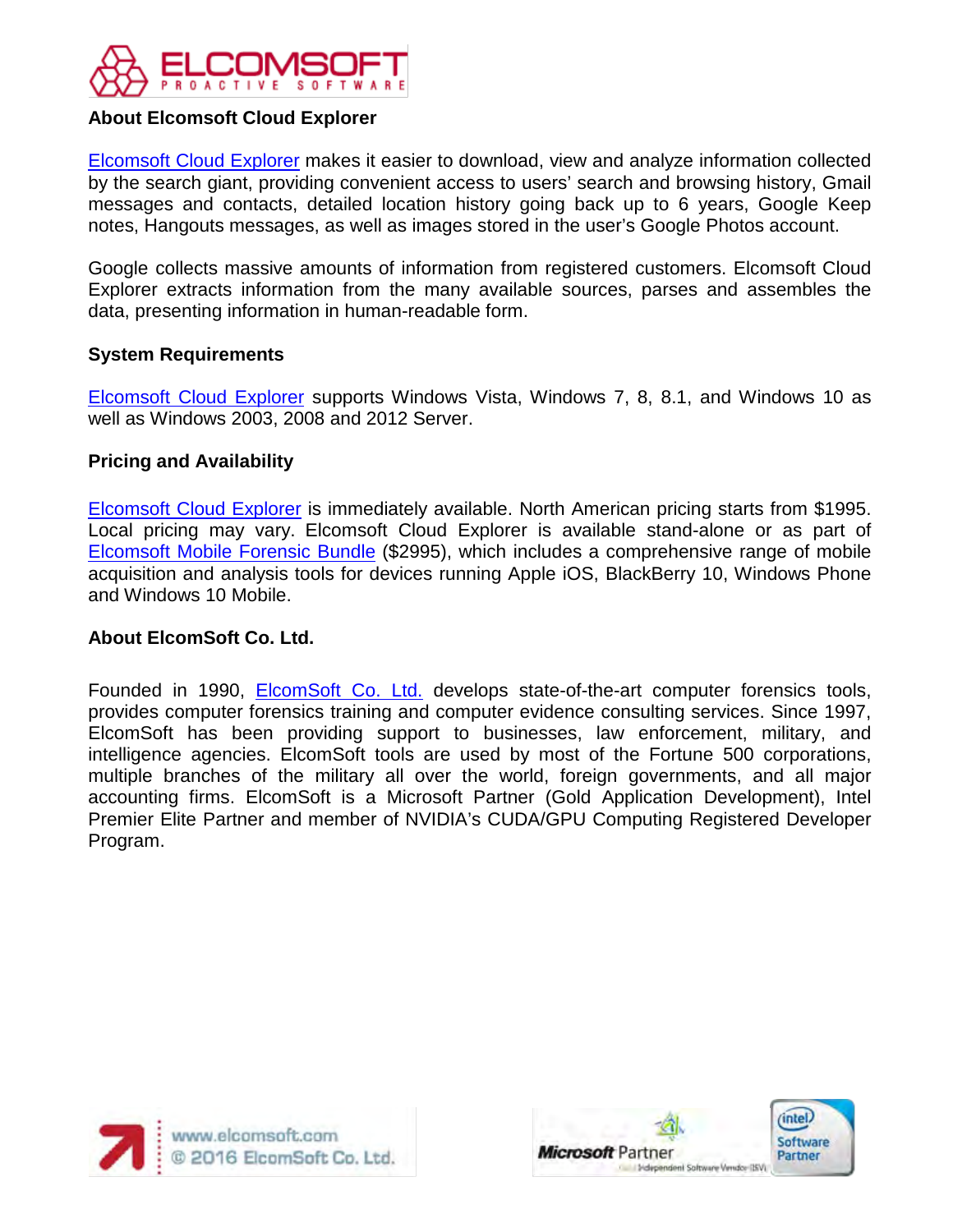## About Elcomsoft Cloud Explorer

Elcomsoft Cloud Explorer makes it easier to download, view and analyze information collected by the search giant, providing convenient access to users' search and browsing history, Gmail messages and contacts, detailed location history going back up to 6 years, Google Keep notes, Hangouts messages, as well as images stored in the user's Google Photos account.

Google collects massive amounts of information from registered customers. Elcomsoft Cloud Explorer extracts information from the many available sources, parses and assembles the data, presenting information in human-readable form.

## System Requirements

Elcomsoft Cloud Explorer supports Windows Vista, Windows 7, 8, 8.1, and Windows 10 as well as Windows 2003, 2008 and 2012 Server.

## Pricing and Availability

Elcomsoft Cloud Explorer is immediately available. North American pricing starts from $1995. Local pricing may vary. Elcomsoft Cloud Explorer is available stand-alone or as part of Elcomsoft Mobile Forensic Bundle ($2995), which includes a comprehensive range of mobile acquisition and analysis tools for devices running Apple iOS, BlackBerry 10, Windows Phone and Windows 10 Mobile.

## About ElcomSoft Co. Ltd.

Founded in 1990, ElcomSoft Co. Ltd. develops state-of-the-art computer forensics tools, provides computer forensics training and computer evidence consulting services. Since 1997, ElcomSoft has been providing support to businesses, law enforcement, military, and intelligence agencies. ElcomSoft tools are used by most of the Fortune 500 corporations, multiple branches of the military all over the world, foreign governments, and all major accounting firms. ElcomSoft is a Microsoft Partner (Gold Application Development), Intel Premier Elite Partner and member of NVIDIA's CUDA/GPU Computing Registered Developer Program.

www.elcomsoft.com
© 2016 ElcomSoft Co. Ltd.